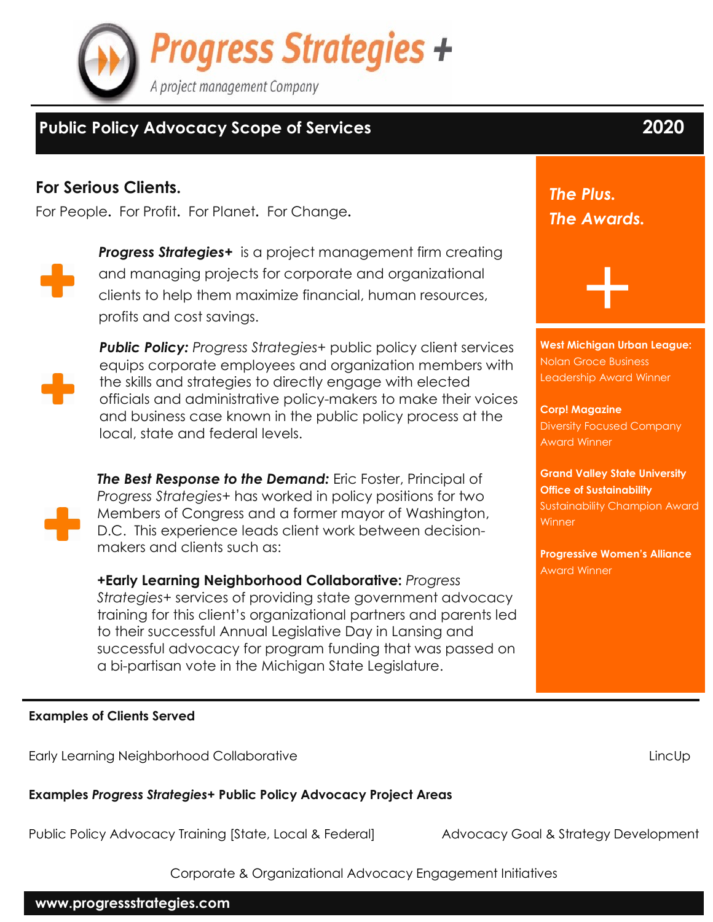# Progress Strategies +

A project management Company

## Public Policy Advocacy Scope of Services 2020

### For Serious Clients.

For People. For Profit. For Planet. For Change.

***Progress Strategies+*** is a project management firm creating and managing projects for corporate and organizational clients to help them maximize financial, human resources, profits and cost savings.

***Public Policy:*** *Progress Strategies+* public policy client services equips corporate employees and organization members with the skills and strategies to directly engage with elected officials and administrative policy-makers to make their voices and business case known in the public policy process at the local, state and federal levels.

***The Best Response to the Demand:*** Eric Foster, Principal of *Progress Strategies+* has worked in policy positions for two Members of Congress and a former mayor of Washington, D.C. This experience leads client work between decision-makers and clients such as:

**+Early Learning Neighborhood Collaborative:** *Progress Strategies+* services of providing state government advocacy training for this client's organizational partners and parents led to their successful Annual Legislative Day in Lansing and successful advocacy for program funding that was passed on a bi-partisan vote in the Michigan State Legislature.

### *The Plus. The Awards.*

+

**West Michigan Urban League:** Nolan Groce Business Leadership Award Winner

**Corp! Magazine** Diversity Focused Company Award Winner

**Grand Valley State University Office of Sustainability** Sustainability Champion Award Winner

**Progressive Women's Alliance** Award Winner

---

**Examples of Clients Served**

Early Learning Neighborhood Collaborative

LincUp

**Examples *Progress Strategies+* Public Policy Advocacy Project Areas**

Public Policy Advocacy Training [State, Local & Federal]

Advocacy Goal & Strategy Development

Corporate & Organizational Advocacy Engagement Initiatives

**www.progressstrategies.com**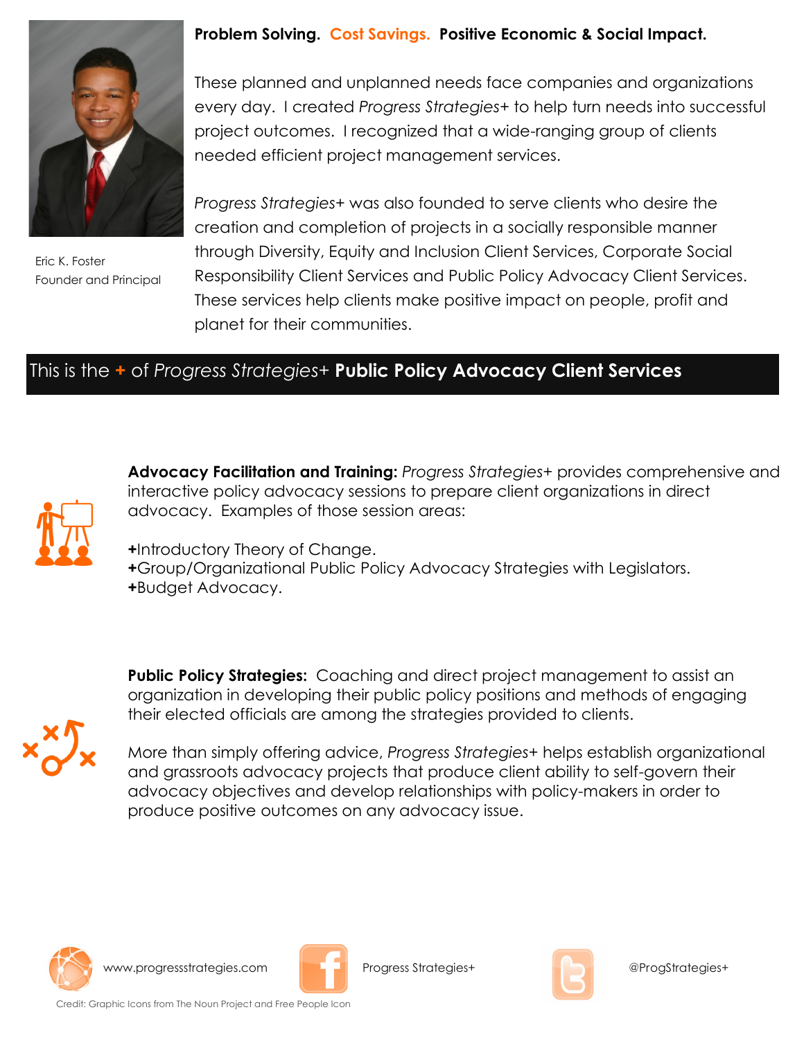Eric K. Foster
Founder and Principal

**Problem Solving. Cost Savings. Positive Economic & Social Impact.**

These planned and unplanned needs face companies and organizations every day. I created *Progress Strategies+* to help turn needs into successful project outcomes. I recognized that a wide-ranging group of clients needed efficient project management services.

*Progress Strategies+* was also founded to serve clients who desire the creation and completion of projects in a socially responsible manner through Diversity, Equity and Inclusion Client Services, Corporate Social Responsibility Client Services and Public Policy Advocacy Client Services. These services help clients make positive impact on people, profit and planet for their communities.

## This is the + of *Progress Strategies+* **Public Policy Advocacy Client Services**

**Advocacy Facilitation and Training:** *Progress Strategies+* provides comprehensive and interactive policy advocacy sessions to prepare client organizations in direct advocacy. Examples of those session areas:

**+**Introductory Theory of Change.
**+**Group/Organizational Public Policy Advocacy Strategies with Legislators.
**+**Budget Advocacy.

**Public Policy Strategies:** Coaching and direct project management to assist an organization in developing their public policy positions and methods of engaging their elected officials are among the strategies provided to clients.

More than simply offering advice, *Progress Strategies+* helps establish organizational and grassroots advocacy projects that produce client ability to self-govern their advocacy objectives and develop relationships with policy-makers in order to produce positive outcomes on any advocacy issue.

www.progressstrategies.com Progress Strategies+ @ProgStrategies+

Credit: Graphic Icons from The Noun Project and Free People Icon